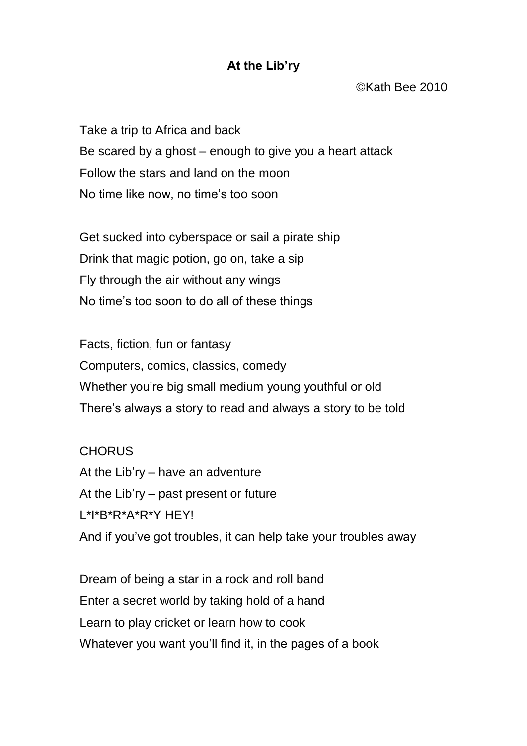# At the Lib'ry

©Kath Bee 2010

Take a trip to Africa and back
Be scared by a ghost – enough to give you a heart attack
Follow the stars and land on the moon
No time like now, no time's too soon

Get sucked into cyberspace or sail a pirate ship
Drink that magic potion, go on, take a sip
Fly through the air without any wings
No time's too soon to do all of these things

Facts, fiction, fun or fantasy
Computers, comics, classics, comedy
Whether you're big small medium young youthful or old
There's always a story to read and always a story to be told

CHORUS
At the Lib'ry – have an adventure
At the Lib'ry – past present or future
L*I*B*R*A*R*Y HEY!
And if you've got troubles, it can help take your troubles away

Dream of being a star in a rock and roll band
Enter a secret world by taking hold of a hand
Learn to play cricket or learn how to cook
Whatever you want you'll find it, in the pages of a book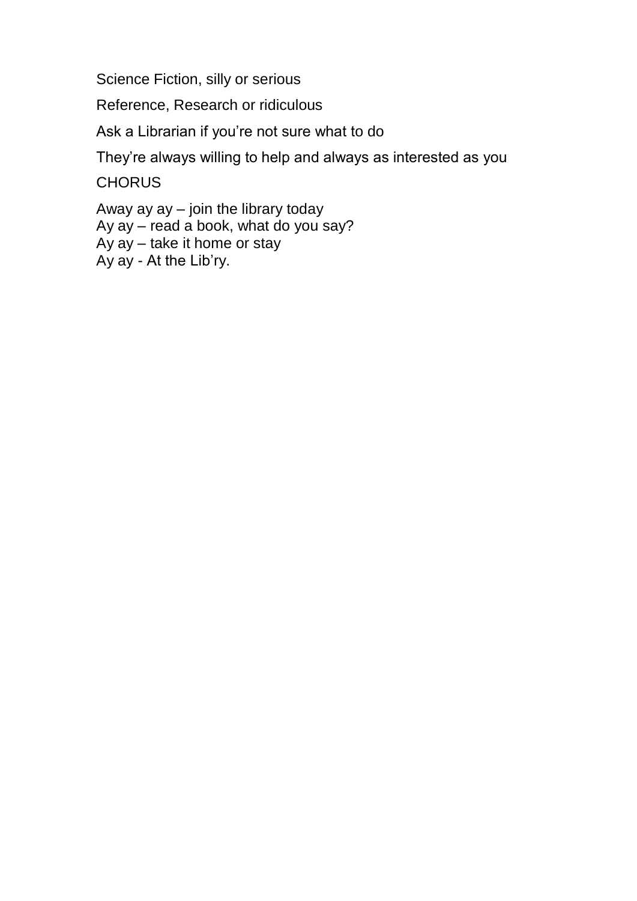Science Fiction, silly or serious

Reference, Research or ridiculous

Ask a Librarian if you're not sure what to do

They're always willing to help and always as interested as you

CHORUS

Away ay ay – join the library today  
Ay ay – read a book, what do you say?  
Ay ay – take it home or stay  
Ay ay - At the Lib'ry.